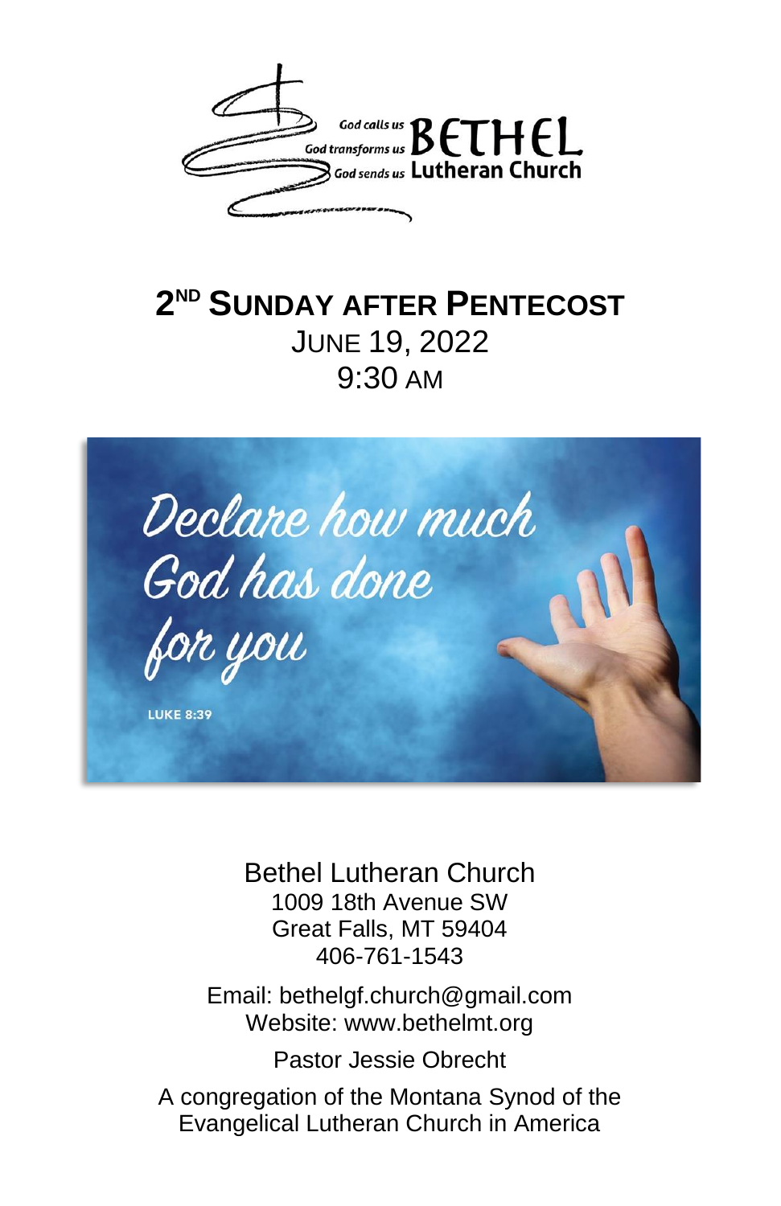God calls us
God transforms us
God sends us

**BETHEL**
**Lutheran Church**

# 2[ND] SUNDAY AFTER PENTECOST

JUNE 19, 2022
9:30 AM

*Declare how much God has done for you*

LUKE 8:39

Bethel Lutheran Church
1009 18th Avenue SW
Great Falls, MT 59404
406-761-1543

Email: bethelgf.church@gmail.com
Website: www.bethelmt.org

Pastor Jessie Obrecht

A congregation of the Montana Synod of the Evangelical Lutheran Church in America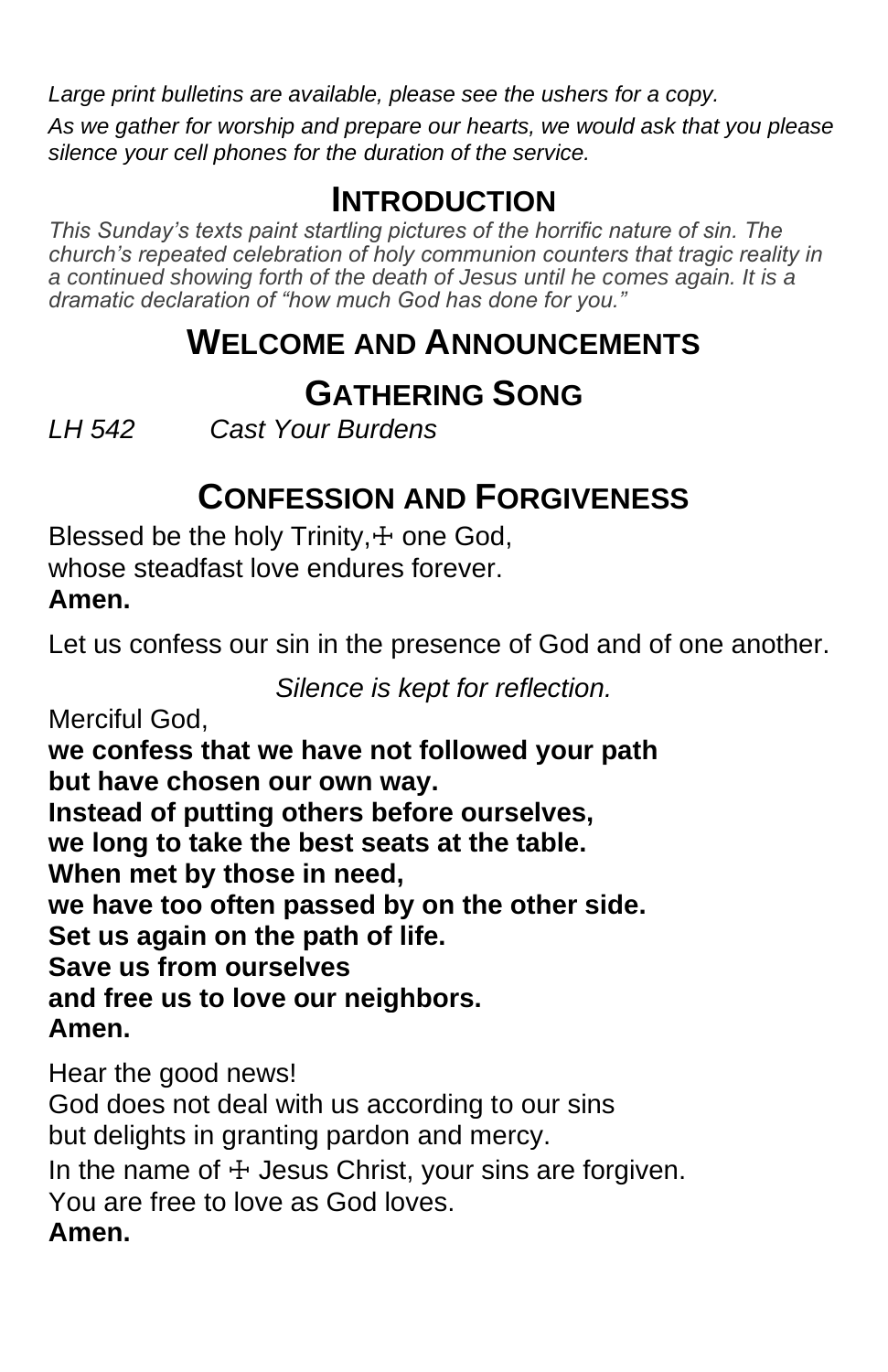*Large print bulletins are available, please see the ushers for a copy.*

*As we gather for worship and prepare our hearts, we would ask that you please silence your cell phones for the duration of the service.*

## INTRODUCTION

*This Sunday's texts paint startling pictures of the horrific nature of sin. The church's repeated celebration of holy communion counters that tragic reality in a continued showing forth of the death of Jesus until he comes again. It is a dramatic declaration of "how much God has done for you."*

## WELCOME AND ANNOUNCEMENTS

## GATHERING SONG

*LH 542 Cast Your Burdens*

## CONFESSION AND FORGIVENESS

Blessed be the holy Trinity,☩ one God,
whose steadfast love endures forever.
**Amen.**

Let us confess our sin in the presence of God and of one another.

*Silence is kept for reflection.*

Merciful God,
**we confess that we have not followed your path**
**but have chosen our own way.**
**Instead of putting others before ourselves,**
**we long to take the best seats at the table.**
**When met by those in need,**
**we have too often passed by on the other side.**
**Set us again on the path of life.**
**Save us from ourselves**
**and free us to love our neighbors.**
**Amen.**

Hear the good news!
God does not deal with us according to our sins
but delights in granting pardon and mercy.
In the name of ☩ Jesus Christ, your sins are forgiven.
You are free to love as God loves.
**Amen.**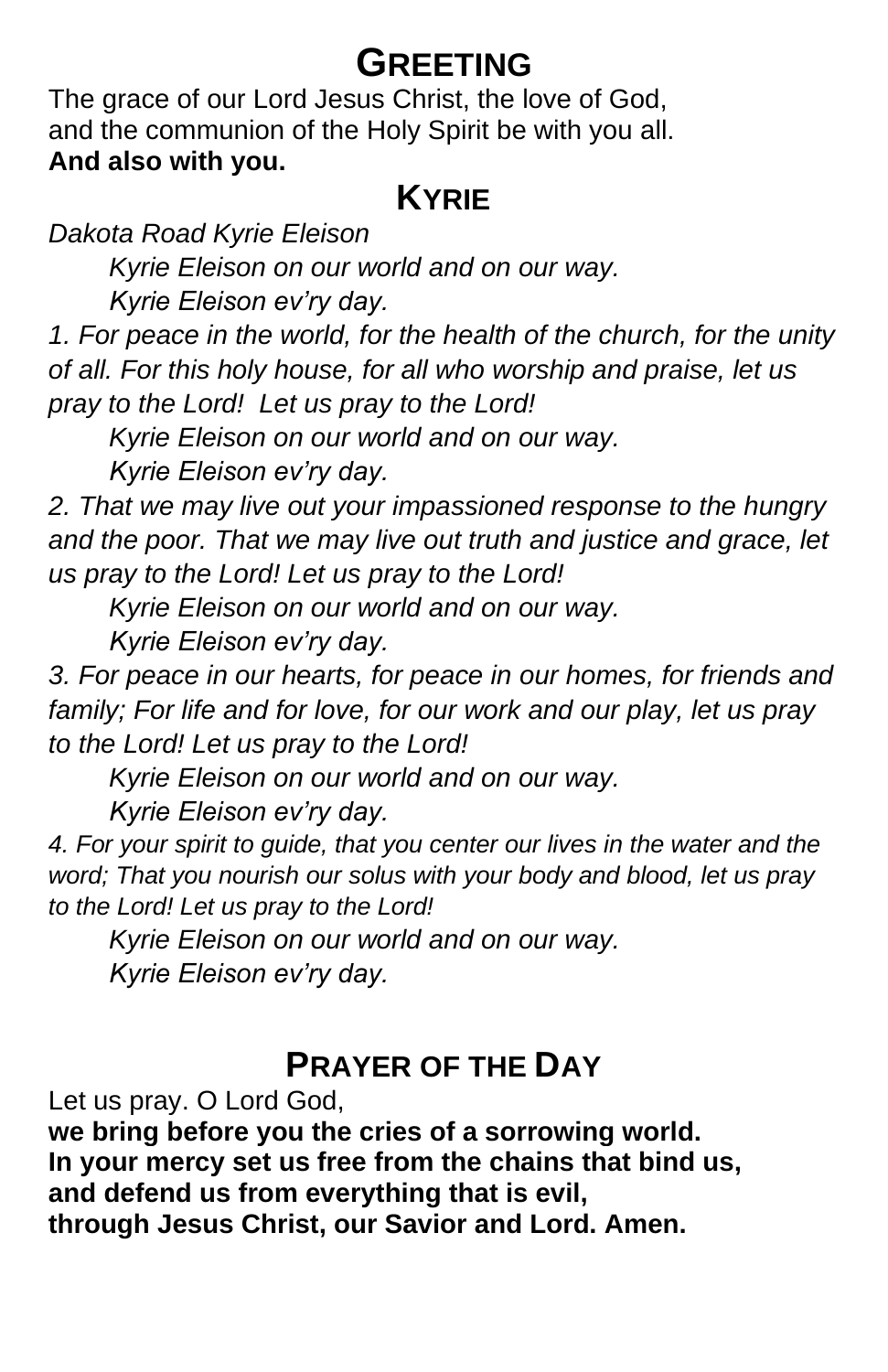# GREETING

The grace of our Lord Jesus Christ, the love of God,
and the communion of the Holy Spirit be with you all.
**And also with you.**

# KYRIE

*Dakota Road Kyrie Eleison*

*Kyrie Eleison on our world and on our way.*
*Kyrie Eleison ev'ry day.*

*1. For peace in the world, for the health of the church, for the unity of all. For this holy house, for all who worship and praise, let us pray to the Lord!  Let us pray to the Lord!*

*Kyrie Eleison on our world and on our way.*
*Kyrie Eleison ev'ry day.*

*2. That we may live out your impassioned response to the hungry and the poor. That we may live out truth and justice and grace, let us pray to the Lord! Let us pray to the Lord!*

*Kyrie Eleison on our world and on our way.*
*Kyrie Eleison ev'ry day.*

*3. For peace in our hearts, for peace in our homes, for friends and family; For life and for love, for our work and our play, let us pray to the Lord! Let us pray to the Lord!*

*Kyrie Eleison on our world and on our way.*
*Kyrie Eleison ev'ry day.*

*4. For your spirit to guide, that you center our lives in the water and the word; That you nourish our solus with your body and blood, let us pray to the Lord! Let us pray to the Lord!*

*Kyrie Eleison on our world and on our way.*
*Kyrie Eleison ev'ry day.*

# PRAYER OF THE DAY

Let us pray. O Lord God,
**we bring before you the cries of a sorrowing world.**
**In your mercy set us free from the chains that bind us,**
**and defend us from everything that is evil,**
**through Jesus Christ, our Savior and Lord. Amen.**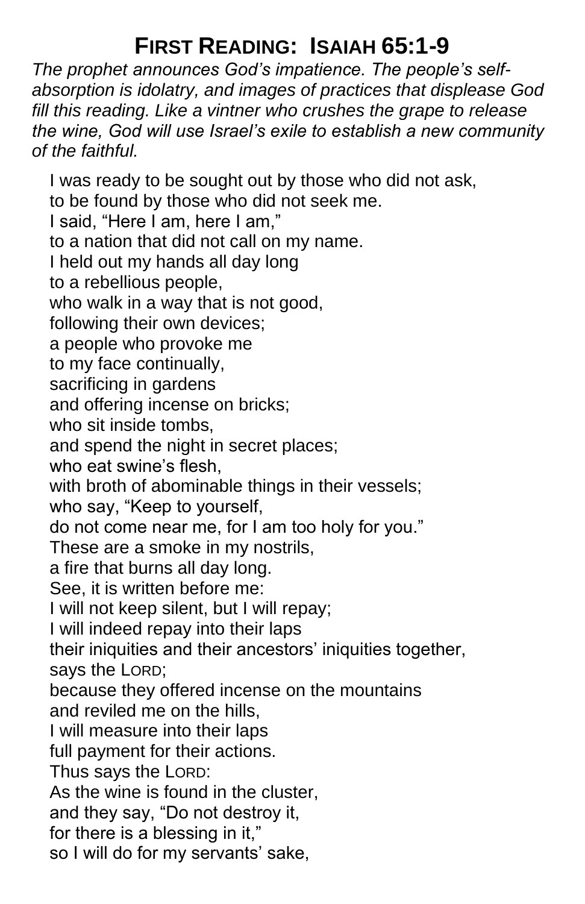# First Reading: Isaiah 65:1-9

*The prophet announces God's impatience. The people's self-absorption is idolatry, and images of practices that displease God fill this reading. Like a vintner who crushes the grape to release the wine, God will use Israel's exile to establish a new community of the faithful.*

I was ready to be sought out by those who did not ask,  
to be found by those who did not seek me.  
I said, "Here I am, here I am,"  
to a nation that did not call on my name.  
I held out my hands all day long  
to a rebellious people,  
who walk in a way that is not good,  
following their own devices;  
a people who provoke me  
to my face continually,  
sacrificing in gardens  
and offering incense on bricks;  
who sit inside tombs,  
and spend the night in secret places;  
who eat swine's flesh,  
with broth of abominable things in their vessels;  
who say, "Keep to yourself,  
do not come near me, for I am too holy for you."  
These are a smoke in my nostrils,  
a fire that burns all day long.  
See, it is written before me:  
I will not keep silent, but I will repay;  
I will indeed repay into their laps  
their iniquities and their ancestors' iniquities together,  
says the LORD;  
because they offered incense on the mountains  
and reviled me on the hills,  
I will measure into their laps  
full payment for their actions.  
Thus says the LORD:  
As the wine is found in the cluster,  
and they say, "Do not destroy it,  
for there is a blessing in it,"  
so I will do for my servants' sake,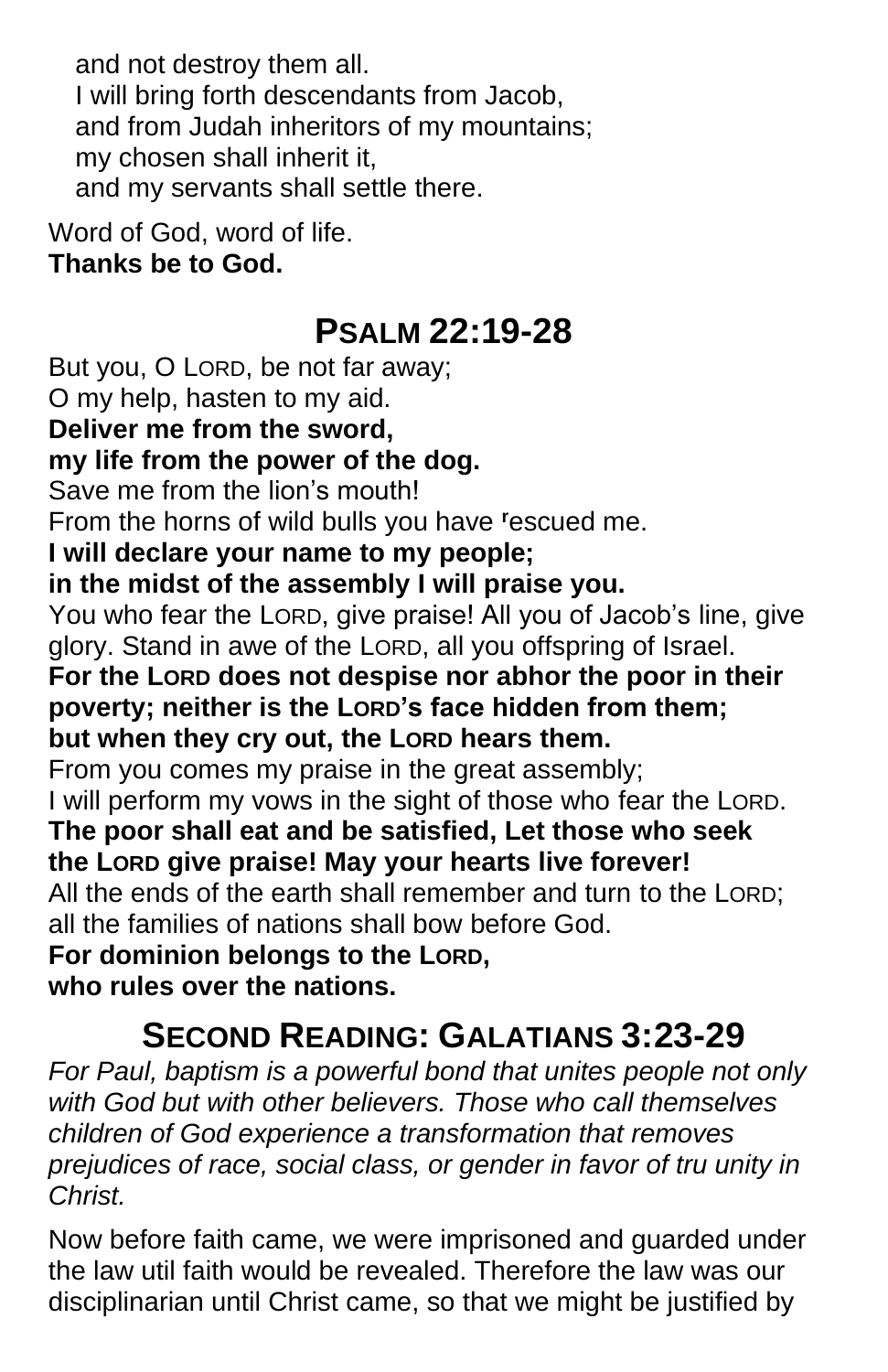and not destroy them all.
I will bring forth descendants from Jacob,
and from Judah inheritors of my mountains;
my chosen shall inherit it,
and my servants shall settle there.

Word of God, word of life.
**Thanks be to God.**

## PSALM 22:19-28

But you, O LORD, be not far away;
O my help, hasten to my aid.
**Deliver me from the sword,**
**my life from the power of the dog.**
Save me from the lion's mouth!
From the horns of wild bulls you have ʳescued me.
**I will declare your name to my people;**
**in the midst of the assembly I will praise you.**
You who fear the LORD, give praise! All you of Jacob's line, give glory. Stand in awe of the LORD, all you offspring of Israel.
**For the LORD does not despise nor abhor the poor in their poverty; neither is the LORD's face hidden from them; but when they cry out, the LORD hears them.**
From you comes my praise in the great assembly;
I will perform my vows in the sight of those who fear the LORD.
**The poor shall eat and be satisfied, Let those who seek the LORD give praise! May your hearts live forever!**
All the ends of the earth shall remember and turn to the LORD;
all the families of nations shall bow before God.
**For dominion belongs to the LORD,**
**who rules over the nations.**

## SECOND READING: GALATIANS 3:23-29

*For Paul, baptism is a powerful bond that unites people not only with God but with other believers. Those who call themselves children of God experience a transformation that removes prejudices of race, social class, or gender in favor of tru unity in Christ.*

Now before faith came, we were imprisoned and guarded under the law util faith would be revealed. Therefore the law was our disciplinarian until Christ came, so that we might be justified by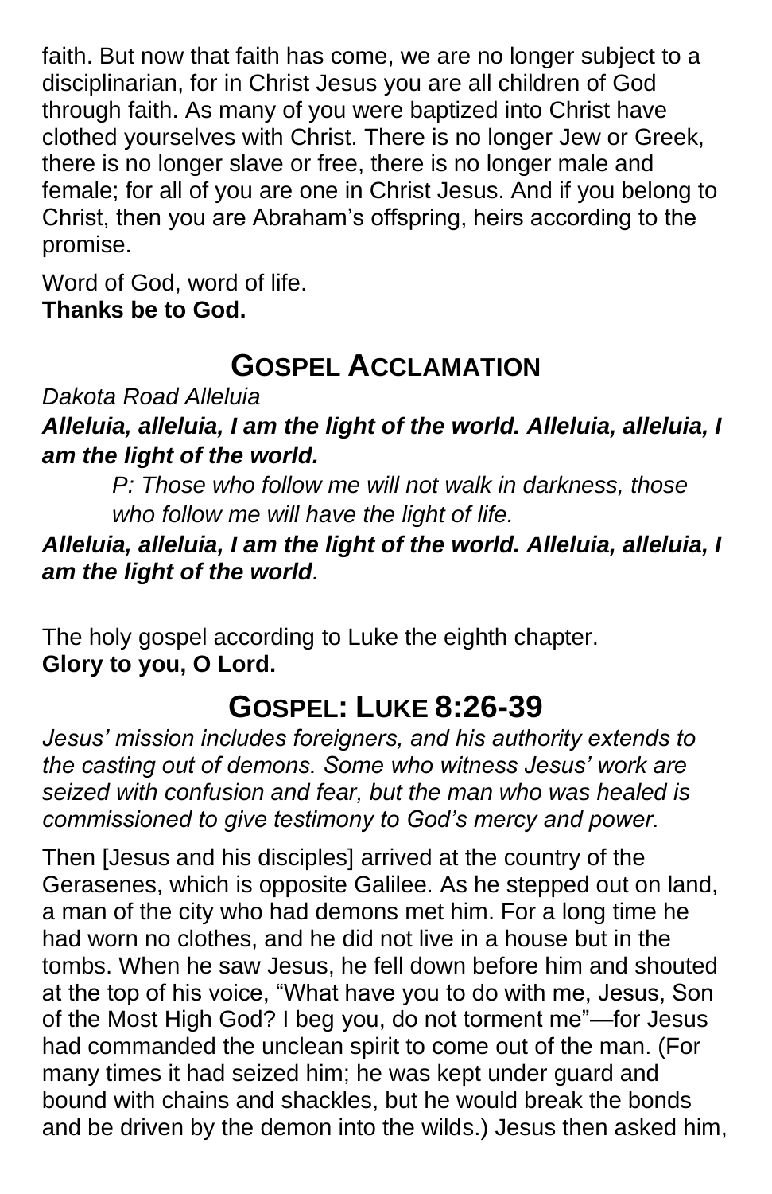faith. But now that faith has come, we are no longer subject to a disciplinarian, for in Christ Jesus you are all children of God through faith. As many of you were baptized into Christ have clothed yourselves with Christ. There is no longer Jew or Greek, there is no longer slave or free, there is no longer male and female; for all of you are one in Christ Jesus. And if you belong to Christ, then you are Abraham's offspring, heirs according to the promise.

Word of God, word of life.
**Thanks be to God.**

## GOSPEL ACCLAMATION

*Dakota Road Alleluia*

***Alleluia, alleluia, I am the light of the world. Alleluia, alleluia, I am the light of the world.***

> *P: Those who follow me will not walk in darkness, those who follow me will have the light of life.*

***Alleluia, alleluia, I am the light of the world. Alleluia, alleluia, I am the light of the world.***

The holy gospel according to Luke the eighth chapter.
**Glory to you, O Lord.**

## GOSPEL: LUKE 8:26-39

*Jesus' mission includes foreigners, and his authority extends to the casting out of demons. Some who witness Jesus' work are seized with confusion and fear, but the man who was healed is commissioned to give testimony to God's mercy and power.*

Then [Jesus and his disciples] arrived at the country of the Gerasenes, which is opposite Galilee. As he stepped out on land, a man of the city who had demons met him. For a long time he had worn no clothes, and he did not live in a house but in the tombs. When he saw Jesus, he fell down before him and shouted at the top of his voice, "What have you to do with me, Jesus, Son of the Most High God? I beg you, do not torment me"—for Jesus had commanded the unclean spirit to come out of the man. (For many times it had seized him; he was kept under guard and bound with chains and shackles, but he would break the bonds and be driven by the demon into the wilds.) Jesus then asked him,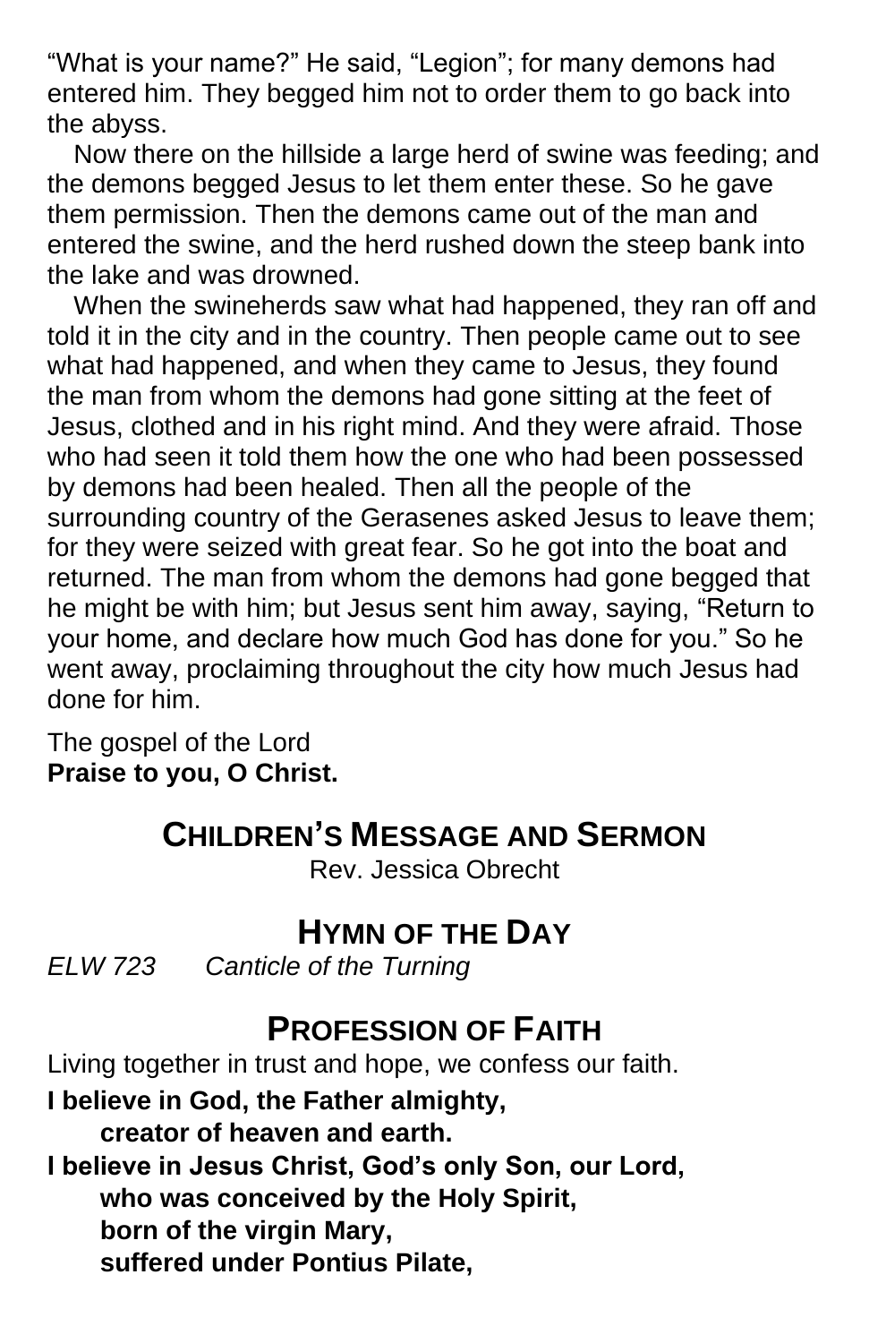"What is your name?" He said, "Legion"; for many demons had entered him. They begged him not to order them to go back into the abyss.

Now there on the hillside a large herd of swine was feeding; and the demons begged Jesus to let them enter these. So he gave them permission. Then the demons came out of the man and entered the swine, and the herd rushed down the steep bank into the lake and was drowned.

When the swineherds saw what had happened, they ran off and told it in the city and in the country. Then people came out to see what had happened, and when they came to Jesus, they found the man from whom the demons had gone sitting at the feet of Jesus, clothed and in his right mind. And they were afraid. Those who had seen it told them how the one who had been possessed by demons had been healed. Then all the people of the surrounding country of the Gerasenes asked Jesus to leave them; for they were seized with great fear. So he got into the boat and returned. The man from whom the demons had gone begged that he might be with him; but Jesus sent him away, saying, "Return to your home, and declare how much God has done for you." So he went away, proclaiming throughout the city how much Jesus had done for him.

The gospel of the Lord
**Praise to you, O Christ.**

## CHILDREN'S MESSAGE AND SERMON

Rev. Jessica Obrecht

## HYMN OF THE DAY

*ELW 723 Canticle of the Turning*

## PROFESSION OF FAITH

Living together in trust and hope, we confess our faith.

**I believe in God, the Father almighty,**
**creator of heaven and earth.**
**I believe in Jesus Christ, God's only Son, our Lord,**
**who was conceived by the Holy Spirit,**
**born of the virgin Mary,**
**suffered under Pontius Pilate,**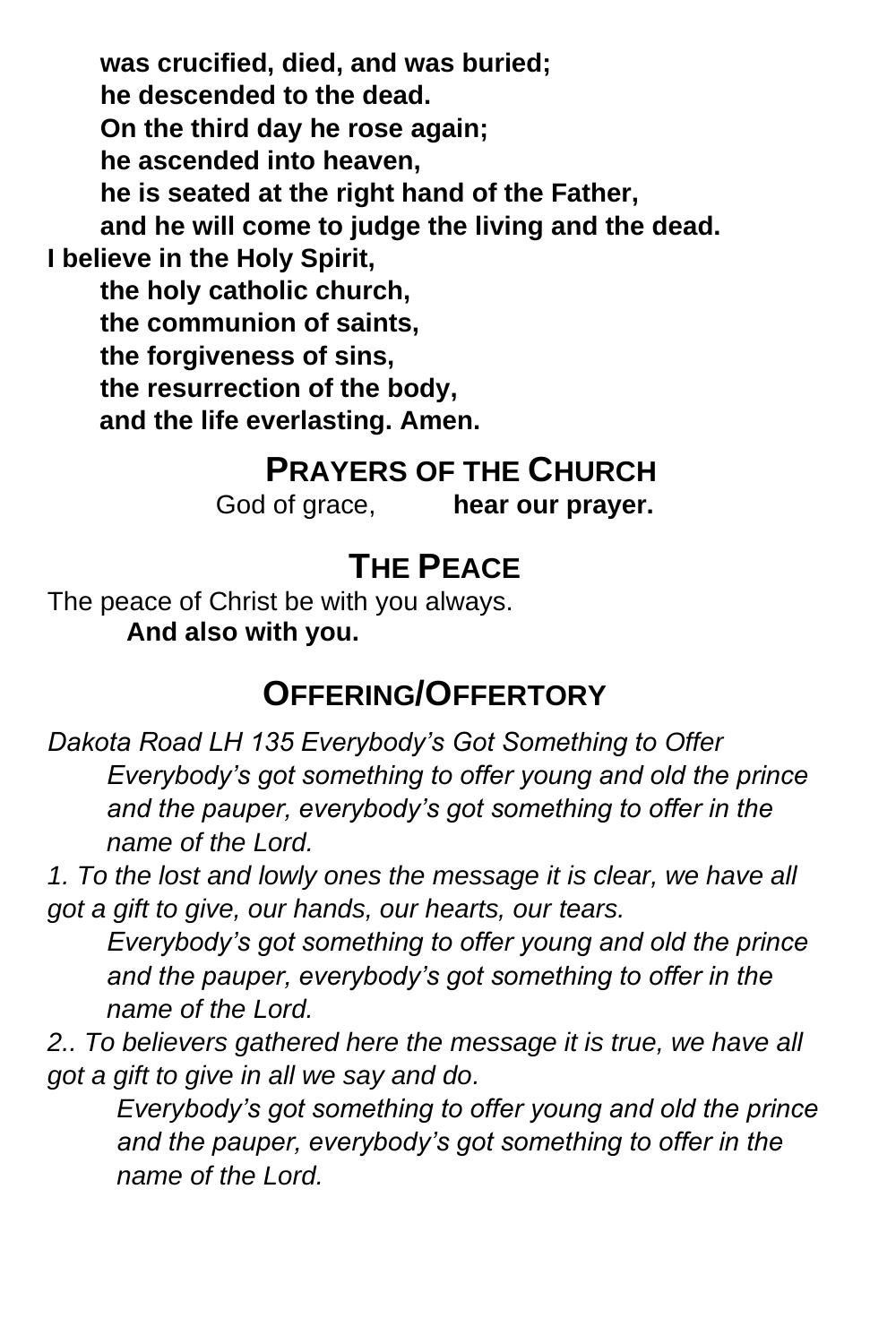**was crucified, died, and was buried;**
**he descended to the dead.**
**On the third day he rose again;**
**he ascended into heaven,**
**he is seated at the right hand of the Father,**
**and he will come to judge the living and the dead.**
**I believe in the Holy Spirit,**
**the holy catholic church,**
**the communion of saints,**
**the forgiveness of sins,**
**the resurrection of the body,**
**and the life everlasting. Amen.**

## PRAYERS OF THE CHURCH

God of grace, **hear our prayer.**

## THE PEACE

The peace of Christ be with you always.
**And also with you.**

## OFFERING/OFFERTORY

*Dakota Road LH 135 Everybody's Got Something to Offer*

*Everybody's got something to offer young and old the prince and the pauper, everybody's got something to offer in the name of the Lord.*

*1. To the lost and lowly ones the message it is clear, we have all got a gift to give, our hands, our hearts, our tears.*

*Everybody's got something to offer young and old the prince and the pauper, everybody's got something to offer in the name of the Lord.*

*2.. To believers gathered here the message it is true, we have all got a gift to give in all we say and do.*

*Everybody's got something to offer young and old the prince and the pauper, everybody's got something to offer in the name of the Lord.*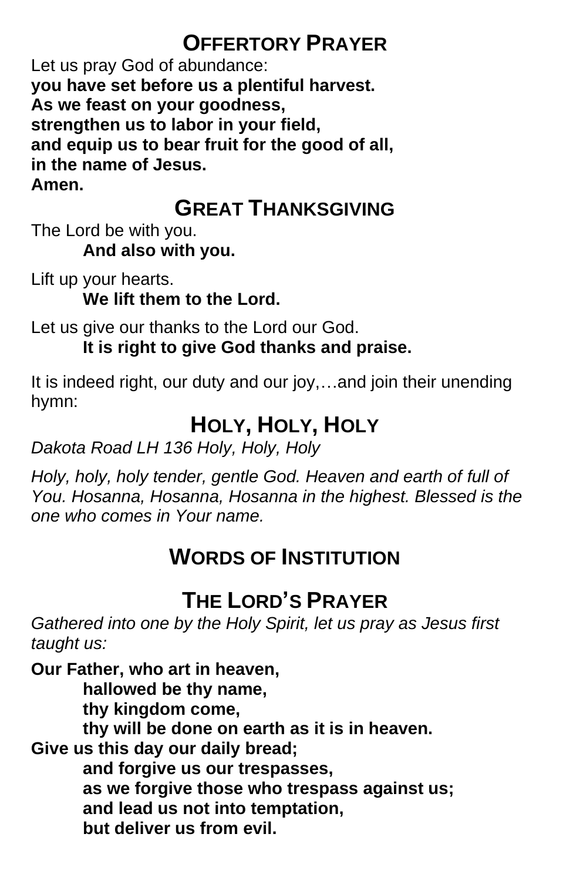## Offertory Prayer

Let us pray God of abundance:
**you have set before us a plentiful harvest.**
**As we feast on your goodness,**
**strengthen us to labor in your field,**
**and equip us to bear fruit for the good of all,**
**in the name of Jesus.**
**Amen.**

## Great Thanksgiving

The Lord be with you.
**And also with you.**

Lift up your hearts.
**We lift them to the Lord.**

Let us give our thanks to the Lord our God.
**It is right to give God thanks and praise.**

It is indeed right, our duty and our joy,…and join their unending hymn:

## Holy, Holy, Holy

*Dakota Road LH 136 Holy, Holy, Holy*

*Holy, holy, holy tender, gentle God. Heaven and earth of full of You. Hosanna, Hosanna, Hosanna in the highest. Blessed is the one who comes in Your name.*

## Words of Institution

## The Lord's Prayer

*Gathered into one by the Holy Spirit, let us pray as Jesus first taught us:*

**Our Father, who art in heaven,**
**hallowed be thy name,**
**thy kingdom come,**
**thy will be done on earth as it is in heaven.**
**Give us this day our daily bread;**
**and forgive us our trespasses,**
**as we forgive those who trespass against us;**
**and lead us not into temptation,**
**but deliver us from evil.**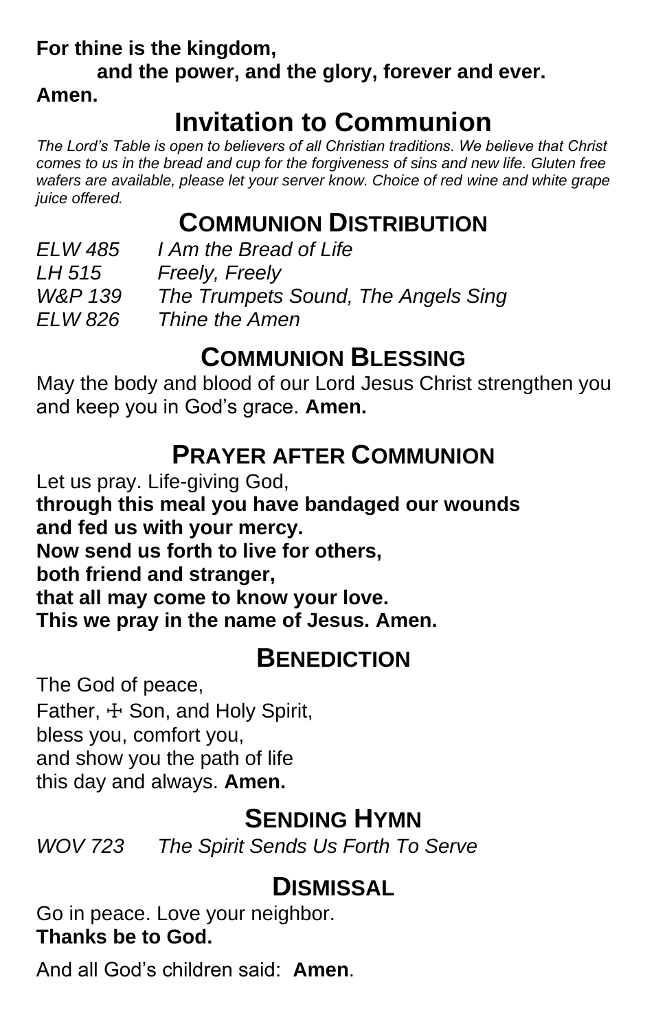**For thine is the kingdom,**
**and the power, and the glory, forever and ever.**
**Amen.**

# Invitation to Communion

*The Lord's Table is open to believers of all Christian traditions. We believe that Christ comes to us in the bread and cup for the forgiveness of sins and new life. Gluten free wafers are available, please let your server know. Choice of red wine and white grape juice offered.*

## Communion Distribution

*ELW 485* *I Am the Bread of Life*
*LH 515* *Freely, Freely*
*W&P 139* *The Trumpets Sound, The Angels Sing*
*ELW 826* *Thine the Amen*

## Communion Blessing

May the body and blood of our Lord Jesus Christ strengthen you and keep you in God's grace. **Amen.**

## Prayer after Communion

Let us pray. Life-giving God,
**through this meal you have bandaged our wounds**
**and fed us with your mercy.**
**Now send us forth to live for others,**
**both friend and stranger,**
**that all may come to know your love.**
**This we pray in the name of Jesus. Amen.**

## Benediction

The God of peace,
Father, ☩ Son, and Holy Spirit,
bless you, comfort you,
and show you the path of life
this day and always. **Amen.**

## Sending Hymn

*WOV 723* *The Spirit Sends Us Forth To Serve*

## Dismissal

Go in peace. Love your neighbor.
**Thanks be to God.**

And all God's children said: **Amen**.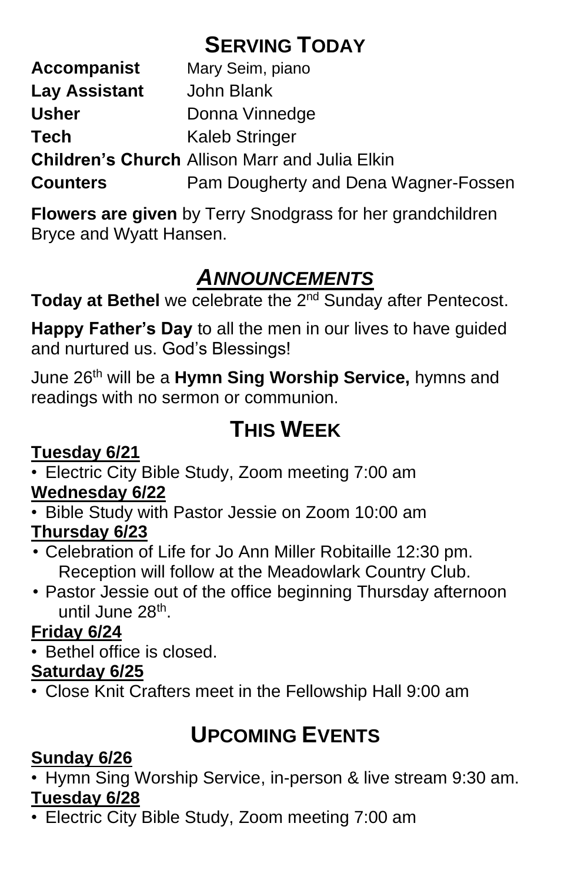## SERVING TODAY

| | |
|---|---|
| **Accompanist** | Mary Seim, piano |
| **Lay Assistant** | John Blank |
| **Usher** | Donna Vinnedge |
| **Tech** | Kaleb Stringer |
| **Children's Church** | Allison Marr and Julia Elkin |
| **Counters** | Pam Dougherty and Dena Wagner-Fossen |

**Flowers are given** by Terry Snodgrass for her grandchildren Bryce and Wyatt Hansen.

## *ANNOUNCEMENTS*

**Today at Bethel** we celebrate the 2nd Sunday after Pentecost.

**Happy Father's Day** to all the men in our lives to have guided and nurtured us. God's Blessings!

June 26th will be a **Hymn Sing Worship Service,** hymns and readings with no sermon or communion.

## THIS WEEK

**Tuesday 6/21**

- Electric City Bible Study, Zoom meeting 7:00 am

**Wednesday 6/22**

- Bible Study with Pastor Jessie on Zoom 10:00 am

**Thursday 6/23**

- Celebration of Life for Jo Ann Miller Robitaille 12:30 pm. Reception will follow at the Meadowlark Country Club.
- Pastor Jessie out of the office beginning Thursday afternoon until June 28th.

**Friday 6/24**

- Bethel office is closed.

**Saturday 6/25**

- Close Knit Crafters meet in the Fellowship Hall 9:00 am

## UPCOMING EVENTS

**Sunday 6/26**

- Hymn Sing Worship Service, in-person & live stream 9:30 am.

**Tuesday 6/28**

- Electric City Bible Study, Zoom meeting 7:00 am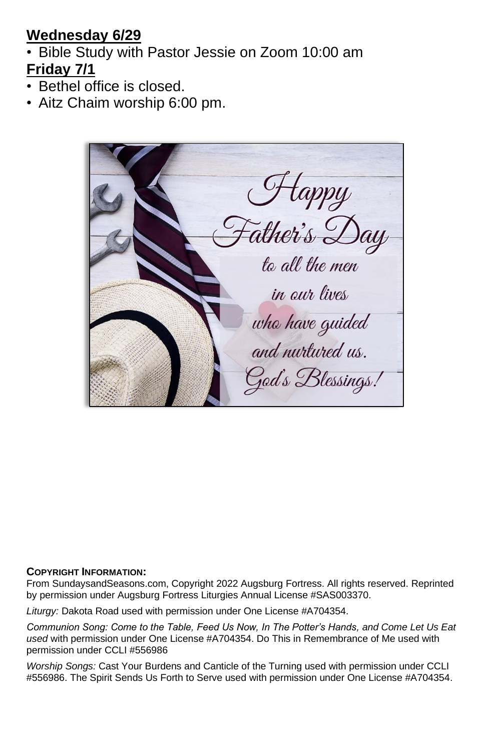**Wednesday 6/29**

- Bible Study with Pastor Jessie on Zoom 10:00 am

**Friday 7/1**

- Bethel office is closed.
- Aitz Chaim worship 6:00 pm.

Happy Father's Day to all the men in our lives who have guided and nurtured us. God's Blessings!

**COPYRIGHT INFORMATION:**

From SundaysandSeasons.com, Copyright 2022 Augsburg Fortress. All rights reserved. Reprinted by permission under Augsburg Fortress Liturgies Annual License #SAS003370.

*Liturgy:* Dakota Road used with permission under One License #A704354.

*Communion Song: Come to the Table, Feed Us Now, In The Potter's Hands, and Come Let Us Eat used* with permission under One License #A704354. Do This in Remembrance of Me used with permission under CCLI #556986

*Worship Songs:* Cast Your Burdens and Canticle of the Turning used with permission under CCLI #556986. The Spirit Sends Us Forth to Serve used with permission under One License #A704354.